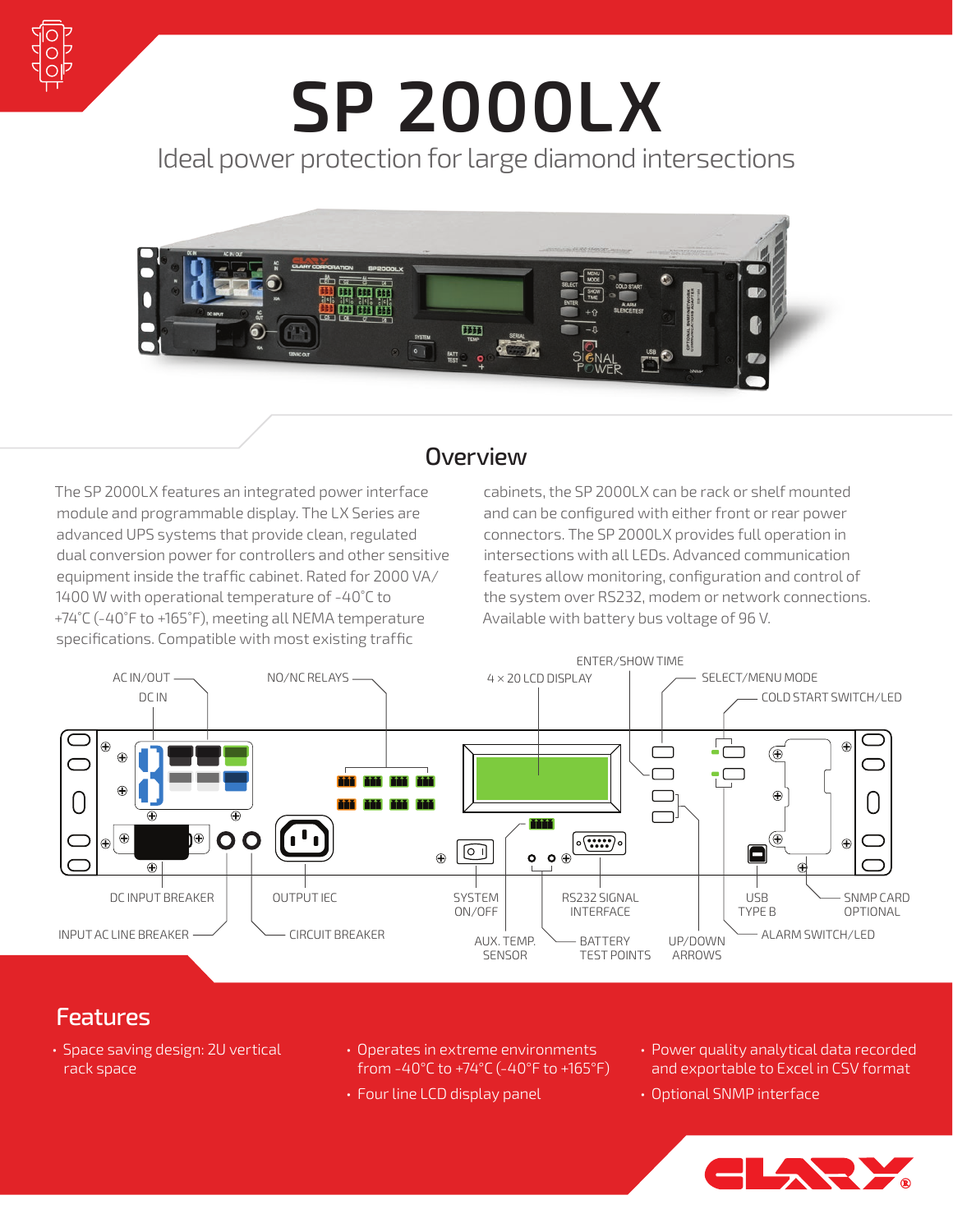# SP 2000LX

Ideal power protection for large diamond intersections

## Overview

The SP 2000LX features an integrated power interface module and programmable display. The LX Series are advanced UPS systems that provide clean, regulated dual conversion power for controllers and other sensitive equipment inside the traffic cabinet. Rated for 2000 VA/ 1400 W with operational temperature of -40°C to +74°C (-40°F to +165°F), meeting all NEMA temperature specifications. Compatible with most existing traffic cabinets, the SP 2000LX can be rack or shelf mounted and can be configured with either front or rear power connectors. The SP 2000LX provides full operation in intersections with all LEDs. Advanced communication features allow monitoring, configuration and control of the system over RS232, modem or network connections. Available with battery bus voltage of 96 V.

AC IN/OUT
DC IN
NO/NC RELAYS
4 × 20 LCD DISPLAY
ENTER/SHOW TIME
SELECT/MENU MODE
COLD START SWITCH/LED
DC INPUT BREAKER
INPUT AC LINE BREAKER
OUTPUT IEC
CIRCUIT BREAKER
SYSTEM ON/OFF
AUX. TEMP. SENSOR
RS232 SIGNAL INTERFACE
BATTERY TEST POINTS
UP/DOWN ARROWS
USB TYPE B
SNMP CARD OPTIONAL
ALARM SWITCH/LED

## Features

- Space saving design: 2U vertical rack space
- Operates in extreme environments from -40°C to +74°C (-40°F to +165°F)
- Four line LCD display panel
- Power quality analytical data recorded and exportable to Excel in CSV format
- Optional SNMP interface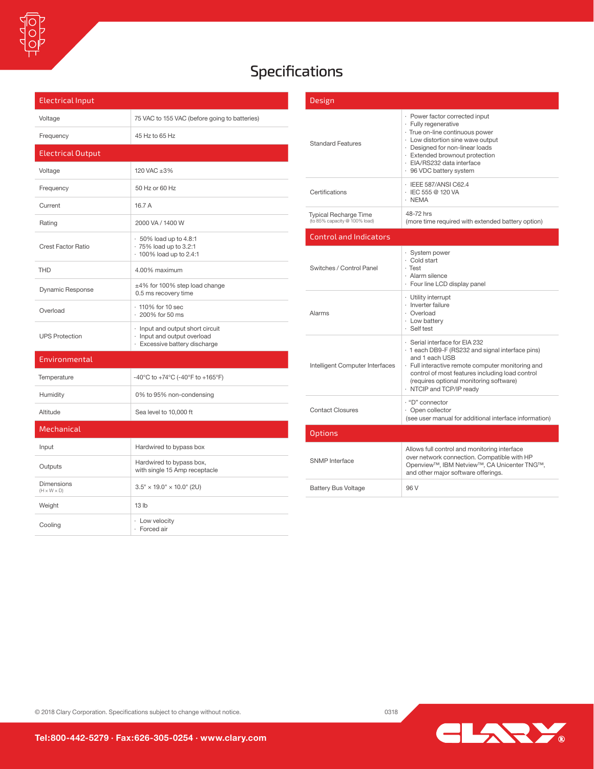# Specifications

## Electrical Input

| | |
|---|---|
| Voltage | 75 VAC to 155 VAC (before going to batteries) |
| Frequency | 45 Hz to 65 Hz |

## Electrical Output

| | |
|---|---|
| Voltage | 120 VAC ±3% |
| Frequency | 50 Hz or 60 Hz |
| Current | 16.7 A |
| Rating | 2000 VA / 1400 W |
| Crest Factor Ratio | · 50% load up to 4.8:1<br>· 75% load up to 3.2:1<br>· 100% load up to 2.4:1 |
| THD | 4.00% maximum |
| Dynamic Response | ±4% for 100% step load change<br>0.5 ms recovery time |
| Overload | · 110% for 10 sec<br>· 200% for 50 ms |
| UPS Protection | · Input and output short circuit<br>· Input and output overload<br>· Excessive battery discharge |

## Environmental

| | |
|---|---|
| Temperature | -40°C to +74°C (-40°F to +165°F) |
| Humidity | 0% to 95% non-condensing |
| Altitude | Sea level to 10,000 ft |

## Mechanical

| | |
|---|---|
| Input | Hardwired to bypass box |
| Outputs | Hardwired to bypass box,<br>with single 15 Amp receptacle |
| Dimensions (H × W × D) | 3.5" × 19.0" × 10.0" (2U) |
| Weight | 13 lb |
| Cooling | · Low velocity<br>· Forced air |

## Design

| | |
|---|---|
| Standard Features | · Power factor corrected input<br>· Fully regenerative<br>· True on-line continuous power<br>· Low distortion sine wave output<br>· Designed for non-linear loads<br>· Extended brownout protection<br>· EIA/RS232 data interface<br>· 96 VDC battery system |
| Certifications | · IEEE 587/ANSI C62.4<br>· IEC 555 @ 120 VA<br>· NEMA |
| Typical Recharge Time (to 85% capacity @ 100% load) | 48-72 hrs<br>(more time required with extended battery option) |

## Control and Indicators

| | |
|---|---|
| Switches / Control Panel | · System power<br>· Cold start<br>· Test<br>· Alarm silence<br>· Four line LCD display panel |
| Alarms | · Utility interrupt<br>· Inverter failure<br>· Overload<br>· Low battery<br>· Self test |
| Intelligent Computer Interfaces | · Serial interface for EIA 232<br>· 1 each DB9-F (RS232 and signal interface pins) and 1 each USB<br>· Full interactive remote computer monitoring and control of most features including load control (requires optional monitoring software)<br>· NTCIP and TCP/IP ready |
| Contact Closures | · "D" connector<br>· Open collector<br>(see user manual for additional interface information) |

## Options

| | |
|---|---|
| SNMP Interface | Allows full control and monitoring interface over network connection. Compatible with HP Openview™, IBM Netview™, CA Unicenter TNG™, and other major software offerings. |
| Battery Bus Voltage | 96 V |

© 2018 Clary Corporation. Specifications subject to change without notice.

0318

**Tel:800-442-5279 · Fax:626-305-0254 · www.clary.com**